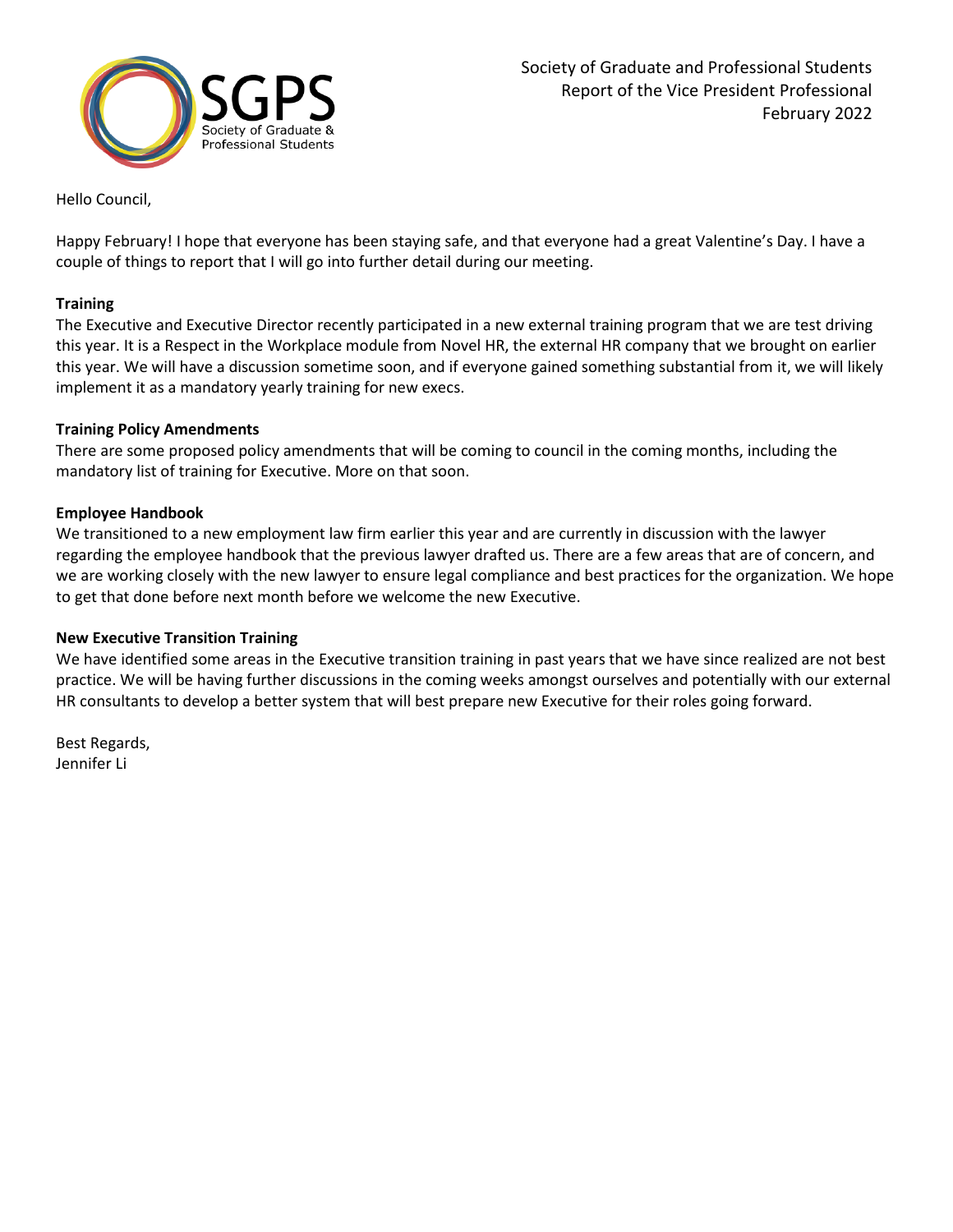SGPS Society of Graduate & Professional Students

Society of Graduate and Professional Students
Report of the Vice President Professional
February 2022

Hello Council,

Happy February! I hope that everyone has been staying safe, and that everyone had a great Valentine's Day. I have a couple of things to report that I will go into further detail during our meeting.

**Training**

The Executive and Executive Director recently participated in a new external training program that we are test driving this year. It is a Respect in the Workplace module from Novel HR, the external HR company that we brought on earlier this year. We will have a discussion sometime soon, and if everyone gained something substantial from it, we will likely implement it as a mandatory yearly training for new execs.

**Training Policy Amendments**

There are some proposed policy amendments that will be coming to council in the coming months, including the mandatory list of training for Executive. More on that soon.

**Employee Handbook**

We transitioned to a new employment law firm earlier this year and are currently in discussion with the lawyer regarding the employee handbook that the previous lawyer drafted us. There are a few areas that are of concern, and we are working closely with the new lawyer to ensure legal compliance and best practices for the organization. We hope to get that done before next month before we welcome the new Executive.

**New Executive Transition Training**

We have identified some areas in the Executive transition training in past years that we have since realized are not best practice. We will be having further discussions in the coming weeks amongst ourselves and potentially with our external HR consultants to develop a better system that will best prepare new Executive for their roles going forward.

Best Regards,
Jennifer Li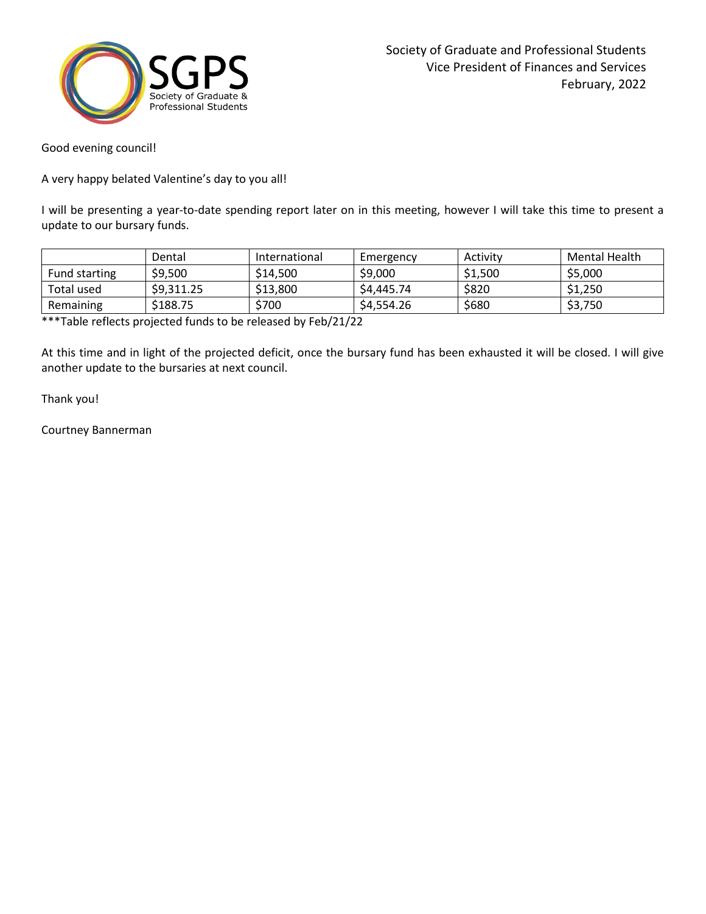Society of Graduate and Professional Students
Vice President of Finances and Services
February, 2022

Good evening council!

A very happy belated Valentine's day to you all!

I will be presenting a year-to-date spending report later on in this meeting, however I will take this time to present a update to our bursary funds.

| | Dental | International | Emergency | Activity | Mental Health |
|---|---|---|---|---|---|
| Fund starting | $9,500 | $14,500 | $9,000 | $1,500 | $5,000 |
| Total used | $9,311.25 | $13,800 | $4,445.74 | $820 | $1,250 |
| Remaining | $188.75 | $700 | $4,554.26 | $680 | $3,750 |

***Table reflects projected funds to be released by Feb/21/22

At this time and in light of the projected deficit, once the bursary fund has been exhausted it will be closed. I will give another update to the bursaries at next council.

Thank you!

Courtney Bannerman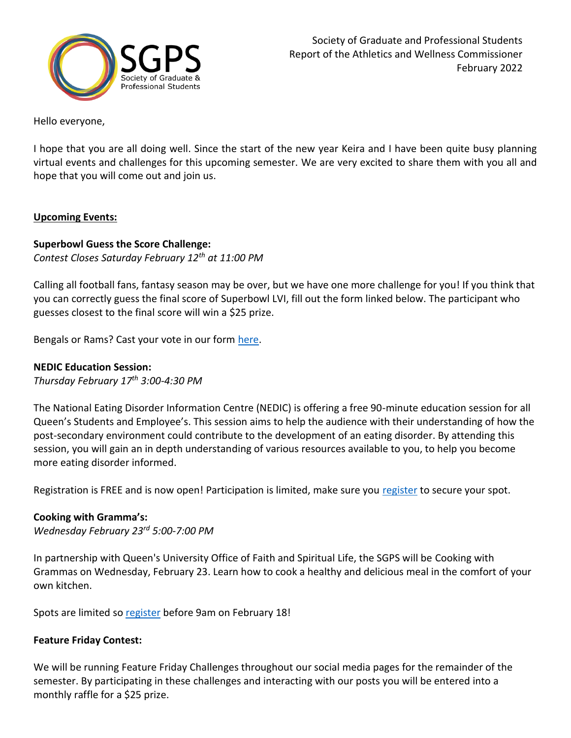Society of Graduate and Professional Students
Report of the Athletics and Wellness Commissioner
February 2022

Hello everyone,

I hope that you are all doing well. Since the start of the new year Keira and I have been quite busy planning virtual events and challenges for this upcoming semester. We are very excited to share them with you all and hope that you will come out and join us.

**Upcoming Events:**

**Superbowl Guess the Score Challenge:**
*Contest Closes Saturday February 12th at 11:00 PM*

Calling all football fans, fantasy season may be over, but we have one more challenge for you! If you think that you can correctly guess the final score of Superbowl LVI, fill out the form linked below. The participant who guesses closest to the final score will win a $25 prize.

Bengals or Rams? Cast your vote in our form here.

**NEDIC Education Session:**
*Thursday February 17th 3:00-4:30 PM*

The National Eating Disorder Information Centre (NEDIC) is offering a free 90-minute education session for all Queen's Students and Employee's. This session aims to help the audience with their understanding of how the post-secondary environment could contribute to the development of an eating disorder. By attending this session, you will gain an in depth understanding of various resources available to you, to help you become more eating disorder informed.

Registration is FREE and is now open! Participation is limited, make sure you register to secure your spot.

**Cooking with Gramma's:**
*Wednesday February 23rd 5:00-7:00 PM*

In partnership with Queen's University Office of Faith and Spiritual Life, the SGPS will be Cooking with Grammas on Wednesday, February 23. Learn how to cook a healthy and delicious meal in the comfort of your own kitchen.

Spots are limited so register before 9am on February 18!

**Feature Friday Contest:**

We will be running Feature Friday Challenges throughout our social media pages for the remainder of the semester. By participating in these challenges and interacting with our posts you will be entered into a monthly raffle for a $25 prize.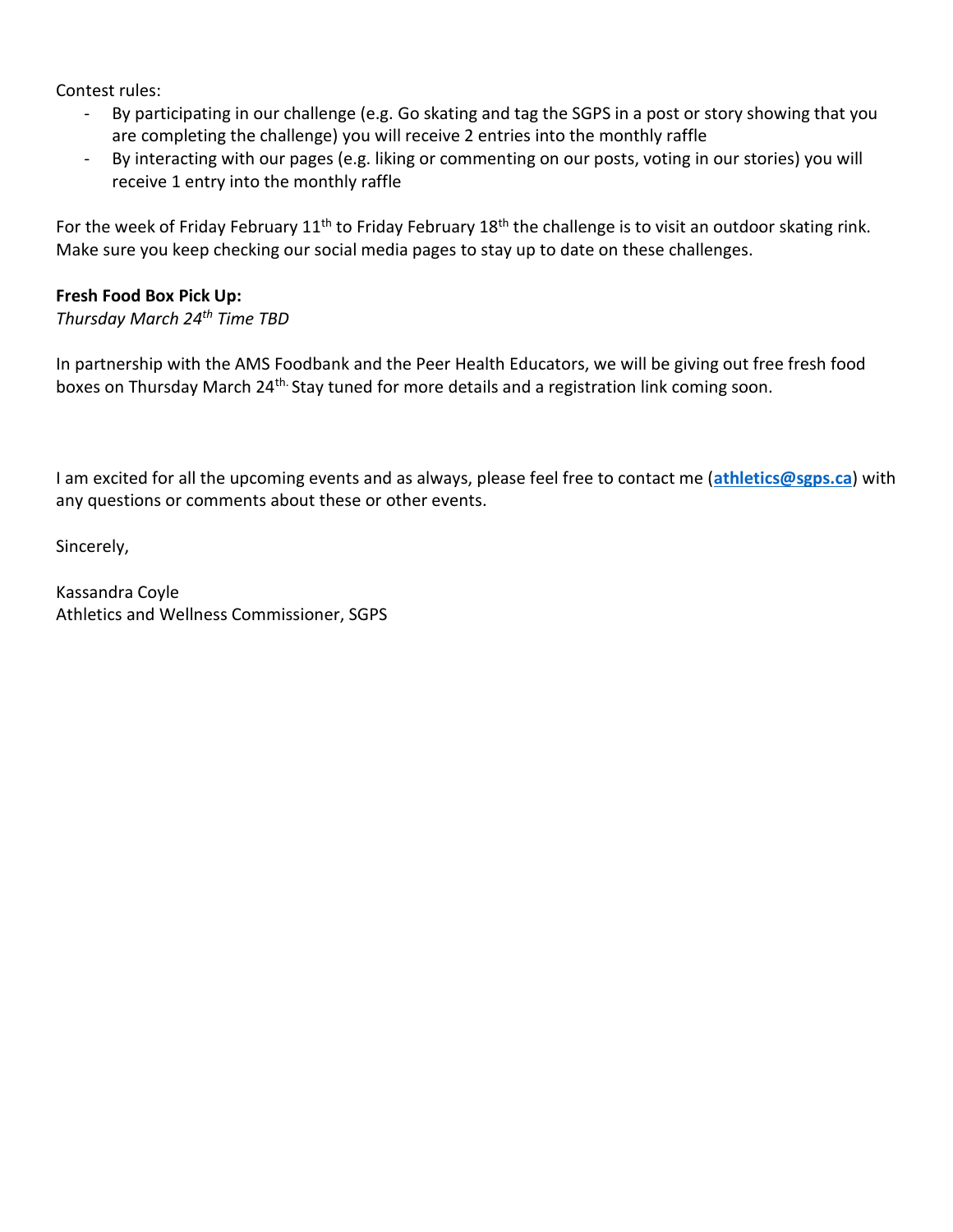Contest rules:

- By participating in our challenge (e.g. Go skating and tag the SGPS in a post or story showing that you are completing the challenge) you will receive 2 entries into the monthly raffle
- By interacting with our pages (e.g. liking or commenting on our posts, voting in our stories) you will receive 1 entry into the monthly raffle

For the week of Friday February 11th to Friday February 18th the challenge is to visit an outdoor skating rink. Make sure you keep checking our social media pages to stay up to date on these challenges.

**Fresh Food Box Pick Up:**
*Thursday March 24th Time TBD*

In partnership with the AMS Foodbank and the Peer Health Educators, we will be giving out free fresh food boxes on Thursday March 24th. Stay tuned for more details and a registration link coming soon.

I am excited for all the upcoming events and as always, please feel free to contact me (**athletics@sgps.ca**) with any questions or comments about these or other events.

Sincerely,

Kassandra Coyle
Athletics and Wellness Commissioner, SGPS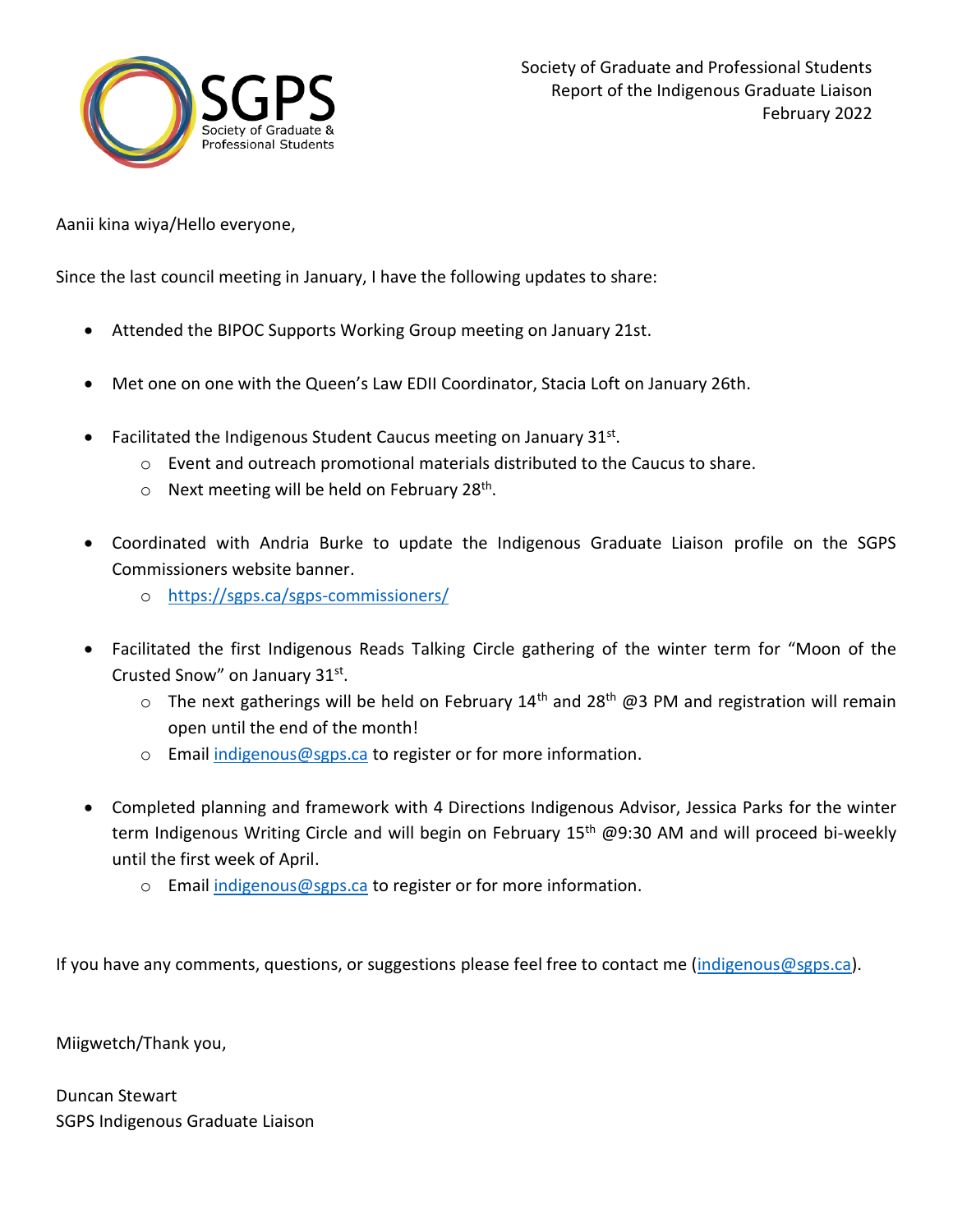Society of Graduate and Professional Students
Report of the Indigenous Graduate Liaison
February 2022

Aanii kina wiya/Hello everyone,

Since the last council meeting in January, I have the following updates to share:

- Attended the BIPOC Supports Working Group meeting on January 21st.
- Met one on one with the Queen's Law EDII Coordinator, Stacia Loft on January 26th.
- Facilitated the Indigenous Student Caucus meeting on January 31st.
  - Event and outreach promotional materials distributed to the Caucus to share.
  - Next meeting will be held on February 28th.
- Coordinated with Andria Burke to update the Indigenous Graduate Liaison profile on the SGPS Commissioners website banner.
  - https://sgps.ca/sgps-commissioners/
- Facilitated the first Indigenous Reads Talking Circle gathering of the winter term for "Moon of the Crusted Snow" on January 31st.
  - The next gatherings will be held on February 14th and 28th @3 PM and registration will remain open until the end of the month!
  - Email indigenous@sgps.ca to register or for more information.
- Completed planning and framework with 4 Directions Indigenous Advisor, Jessica Parks for the winter term Indigenous Writing Circle and will begin on February 15th @9:30 AM and will proceed bi-weekly until the first week of April.
  - Email indigenous@sgps.ca to register or for more information.

If you have any comments, questions, or suggestions please feel free to contact me (indigenous@sgps.ca).

Miigwetch/Thank you,

Duncan Stewart
SGPS Indigenous Graduate Liaison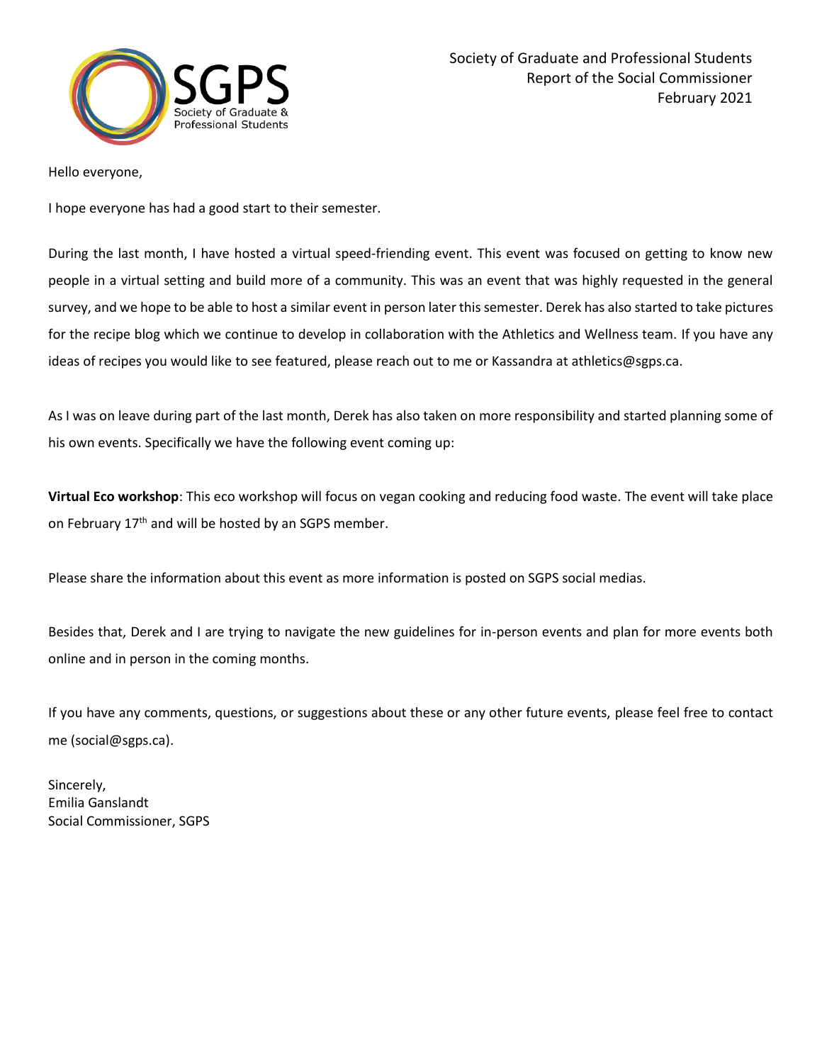Society of Graduate and Professional Students
Report of the Social Commissioner
February 2021

Hello everyone,

I hope everyone has had a good start to their semester.

During the last month, I have hosted a virtual speed-friending event. This event was focused on getting to know new people in a virtual setting and build more of a community. This was an event that was highly requested in the general survey, and we hope to be able to host a similar event in person later this semester. Derek has also started to take pictures for the recipe blog which we continue to develop in collaboration with the Athletics and Wellness team. If you have any ideas of recipes you would like to see featured, please reach out to me or Kassandra at athletics@sgps.ca.

As I was on leave during part of the last month, Derek has also taken on more responsibility and started planning some of his own events. Specifically we have the following event coming up:

**Virtual Eco workshop**: This eco workshop will focus on vegan cooking and reducing food waste. The event will take place on February 17th and will be hosted by an SGPS member.

Please share the information about this event as more information is posted on SGPS social medias.

Besides that, Derek and I are trying to navigate the new guidelines for in-person events and plan for more events both online and in person in the coming months.

If you have any comments, questions, or suggestions about these or any other future events, please feel free to contact me (social@sgps.ca).

Sincerely,
Emilia Ganslandt
Social Commissioner, SGPS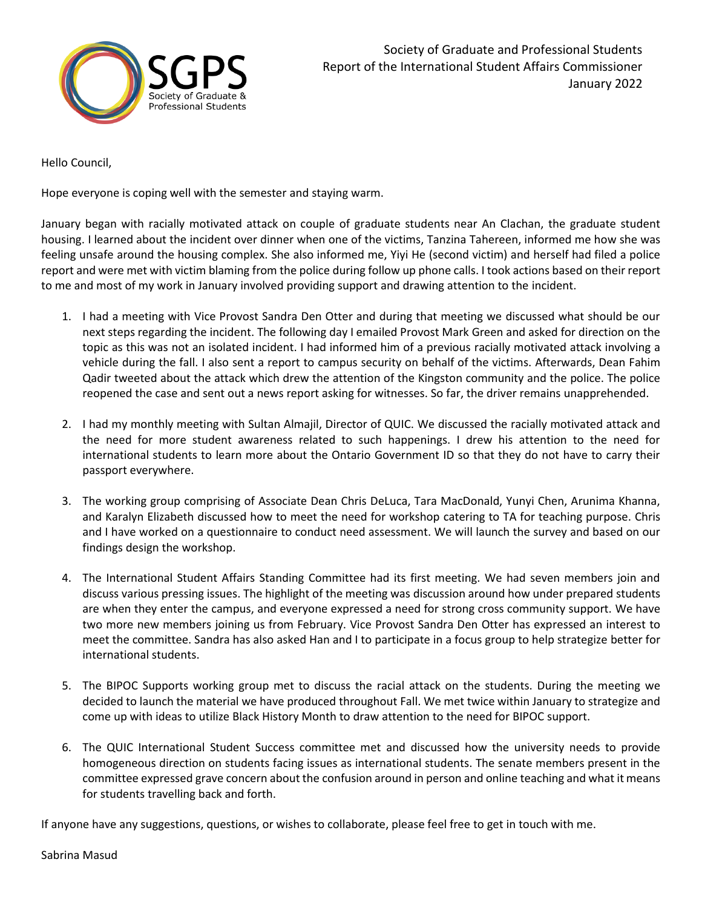Society of Graduate and Professional Students
Report of the International Student Affairs Commissioner
January 2022

Hello Council,

Hope everyone is coping well with the semester and staying warm.

January began with racially motivated attack on couple of graduate students near An Clachan, the graduate student housing. I learned about the incident over dinner when one of the victims, Tanzina Tahereen, informed me how she was feeling unsafe around the housing complex. She also informed me, Yiyi He (second victim) and herself had filed a police report and were met with victim blaming from the police during follow up phone calls. I took actions based on their report to me and most of my work in January involved providing support and drawing attention to the incident.

1. I had a meeting with Vice Provost Sandra Den Otter and during that meeting we discussed what should be our next steps regarding the incident. The following day I emailed Provost Mark Green and asked for direction on the topic as this was not an isolated incident. I had informed him of a previous racially motivated attack involving a vehicle during the fall. I also sent a report to campus security on behalf of the victims. Afterwards, Dean Fahim Qadir tweeted about the attack which drew the attention of the Kingston community and the police. The police reopened the case and sent out a news report asking for witnesses. So far, the driver remains unapprehended.

2. I had my monthly meeting with Sultan Almajil, Director of QUIC. We discussed the racially motivated attack and the need for more student awareness related to such happenings. I drew his attention to the need for international students to learn more about the Ontario Government ID so that they do not have to carry their passport everywhere.

3. The working group comprising of Associate Dean Chris DeLuca, Tara MacDonald, Yunyi Chen, Arunima Khanna, and Karalyn Elizabeth discussed how to meet the need for workshop catering to TA for teaching purpose. Chris and I have worked on a questionnaire to conduct need assessment. We will launch the survey and based on our findings design the workshop.

4. The International Student Affairs Standing Committee had its first meeting. We had seven members join and discuss various pressing issues. The highlight of the meeting was discussion around how under prepared students are when they enter the campus, and everyone expressed a need for strong cross community support. We have two more new members joining us from February. Vice Provost Sandra Den Otter has expressed an interest to meet the committee. Sandra has also asked Han and I to participate in a focus group to help strategize better for international students.

5. The BIPOC Supports working group met to discuss the racial attack on the students. During the meeting we decided to launch the material we have produced throughout Fall. We met twice within January to strategize and come up with ideas to utilize Black History Month to draw attention to the need for BIPOC support.

6. The QUIC International Student Success committee met and discussed how the university needs to provide homogeneous direction on students facing issues as international students. The senate members present in the committee expressed grave concern about the confusion around in person and online teaching and what it means for students travelling back and forth.

If anyone have any suggestions, questions, or wishes to collaborate, please feel free to get in touch with me.

Sabrina Masud